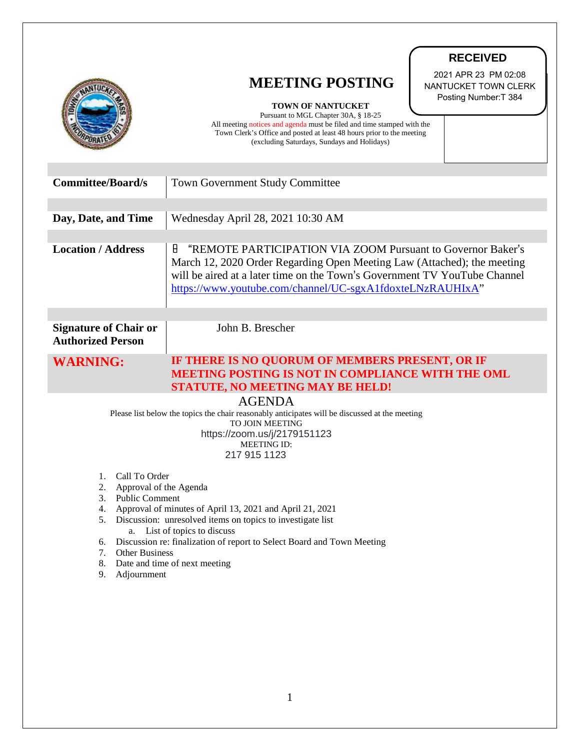**RECEIVED**

2021 APR 23 PM 02:08
NANTUCKET TOWN CLERK
Posting Number:T 384

# MEETING POSTING

**TOWN OF NANTUCKET**

Pursuant to MGL Chapter 30A, § 18-25
All meeting notices and agenda must be filed and time stamped with the Town Clerk's Office and posted at least 48 hours prior to the meeting (excluding Saturdays, Sundays and Holidays)

| | |
|---|---|
| **Committee/Board/s** | Town Government Study Committee |
| **Day, Date, and Time** | Wednesday April 28, 2021 10:30 AM |
| **Location / Address** | "REMOTE PARTICIPATION VIA ZOOM Pursuant to Governor Baker's March 12, 2020 Order Regarding Open Meeting Law (Attached); the meeting will be aired at a later time on the Town's Government TV YouTube Channel https://www.youtube.com/channel/UC-sgxA1fdoxteLNzRAUHIxA" |
| **Signature of Chair or Authorized Person** | John B. Brescher |
| **WARNING:** | **IF THERE IS NO QUORUM OF MEMBERS PRESENT, OR IF MEETING POSTING IS NOT IN COMPLIANCE WITH THE OML STATUTE, NO MEETING MAY BE HELD!** |

## AGENDA

Please list below the topics the chair reasonably anticipates will be discussed at the meeting

TO JOIN MEETING
https://zoom.us/j/2179151123
MEETING ID:
217 915 1123

1. Call To Order
2. Approval of the Agenda
3. Public Comment
4. Approval of minutes of April 13, 2021 and April 21, 2021
5. Discussion: unresolved items on topics to investigate list
    a. List of topics to discuss
6. Discussion re: finalization of report to Select Board and Town Meeting
7. Other Business
8. Date and time of next meeting
9. Adjournment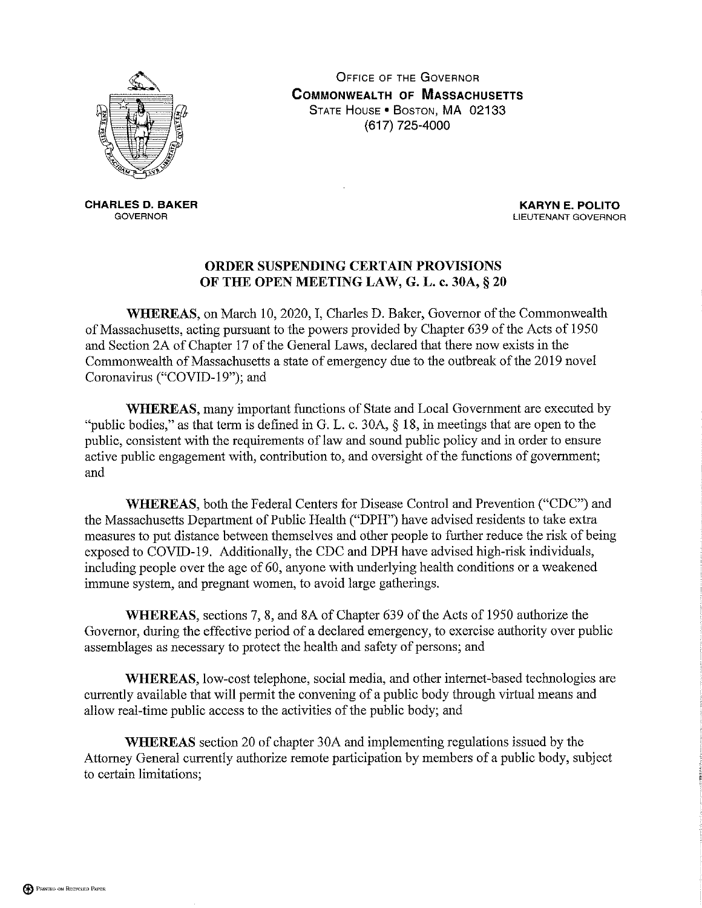OFFICE OF THE GOVERNOR
**COMMONWEALTH OF MASSACHUSETTS**
STATE HOUSE • BOSTON, MA 02133
(617) 725-4000

**CHARLES D. BAKER**
GOVERNOR

**KARYN E. POLITO**
LIEUTENANT GOVERNOR

## ORDER SUSPENDING CERTAIN PROVISIONS OF THE OPEN MEETING LAW, G. L. c. 30A, § 20

**WHEREAS**, on March 10, 2020, I, Charles D. Baker, Governor of the Commonwealth of Massachusetts, acting pursuant to the powers provided by Chapter 639 of the Acts of 1950 and Section 2A of Chapter 17 of the General Laws, declared that there now exists in the Commonwealth of Massachusetts a state of emergency due to the outbreak of the 2019 novel Coronavirus ("COVID-19"); and

**WHEREAS**, many important functions of State and Local Government are executed by "public bodies," as that term is defined in G. L. c. 30A, § 18, in meetings that are open to the public, consistent with the requirements of law and sound public policy and in order to ensure active public engagement with, contribution to, and oversight of the functions of government; and

**WHEREAS**, both the Federal Centers for Disease Control and Prevention ("CDC") and the Massachusetts Department of Public Health ("DPH") have advised residents to take extra measures to put distance between themselves and other people to further reduce the risk of being exposed to COVID-19. Additionally, the CDC and DPH have advised high-risk individuals, including people over the age of 60, anyone with underlying health conditions or a weakened immune system, and pregnant women, to avoid large gatherings.

**WHEREAS**, sections 7, 8, and 8A of Chapter 639 of the Acts of 1950 authorize the Governor, during the effective period of a declared emergency, to exercise authority over public assemblages as necessary to protect the health and safety of persons; and

**WHEREAS**, low-cost telephone, social media, and other internet-based technologies are currently available that will permit the convening of a public body through virtual means and allow real-time public access to the activities of the public body; and

**WHEREAS** section 20 of chapter 30A and implementing regulations issued by the Attorney General currently authorize remote participation by members of a public body, subject to certain limitations;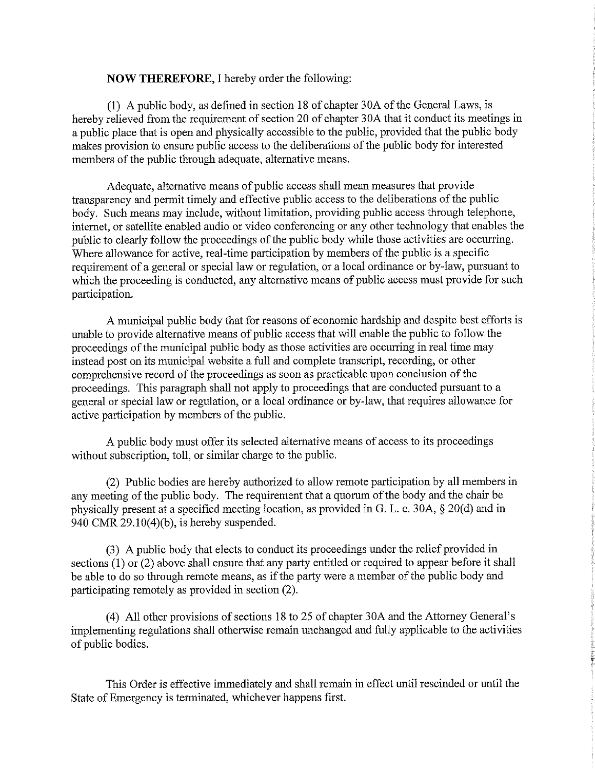**NOW THEREFORE**, I hereby order the following:

(1) A public body, as defined in section 18 of chapter 30A of the General Laws, is hereby relieved from the requirement of section 20 of chapter 30A that it conduct its meetings in a public place that is open and physically accessible to the public, provided that the public body makes provision to ensure public access to the deliberations of the public body for interested members of the public through adequate, alternative means.

Adequate, alternative means of public access shall mean measures that provide transparency and permit timely and effective public access to the deliberations of the public body. Such means may include, without limitation, providing public access through telephone, internet, or satellite enabled audio or video conferencing or any other technology that enables the public to clearly follow the proceedings of the public body while those activities are occurring. Where allowance for active, real-time participation by members of the public is a specific requirement of a general or special law or regulation, or a local ordinance or by-law, pursuant to which the proceeding is conducted, any alternative means of public access must provide for such participation.

A municipal public body that for reasons of economic hardship and despite best efforts is unable to provide alternative means of public access that will enable the public to follow the proceedings of the municipal public body as those activities are occurring in real time may instead post on its municipal website a full and complete transcript, recording, or other comprehensive record of the proceedings as soon as practicable upon conclusion of the proceedings. This paragraph shall not apply to proceedings that are conducted pursuant to a general or special law or regulation, or a local ordinance or by-law, that requires allowance for active participation by members of the public.

A public body must offer its selected alternative means of access to its proceedings without subscription, toll, or similar charge to the public.

(2) Public bodies are hereby authorized to allow remote participation by all members in any meeting of the public body. The requirement that a quorum of the body and the chair be physically present at a specified meeting location, as provided in G. L. c. 30A, § 20(d) and in 940 CMR 29.10(4)(b), is hereby suspended.

(3) A public body that elects to conduct its proceedings under the relief provided in sections (1) or (2) above shall ensure that any party entitled or required to appear before it shall be able to do so through remote means, as if the party were a member of the public body and participating remotely as provided in section (2).

(4) All other provisions of sections 18 to 25 of chapter 30A and the Attorney General's implementing regulations shall otherwise remain unchanged and fully applicable to the activities of public bodies.

This Order is effective immediately and shall remain in effect until rescinded or until the State of Emergency is terminated, whichever happens first.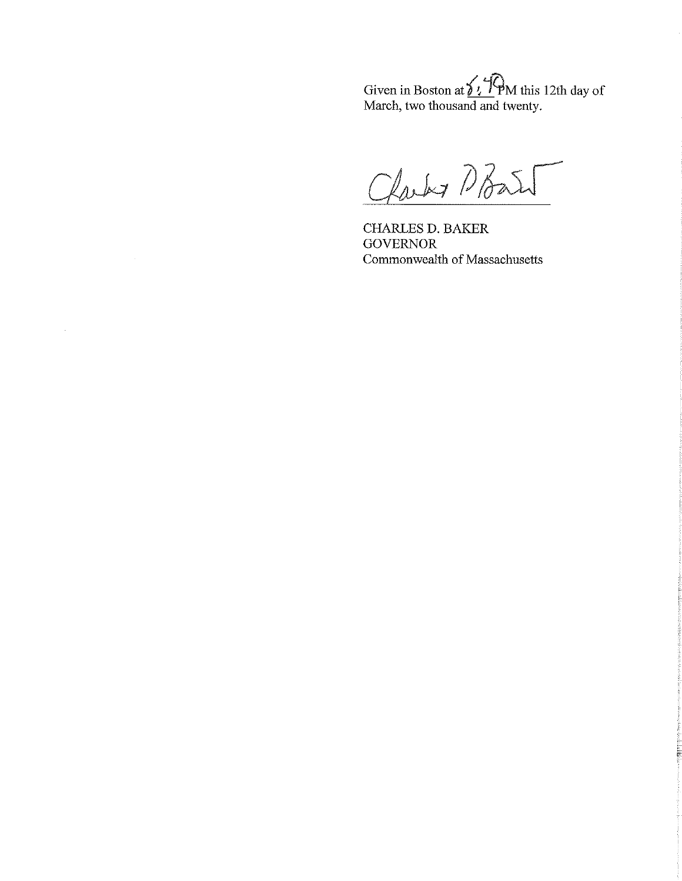Given in Boston at 5:40 PM this 12th day of March, two thousand and twenty.

CHARLES D. BAKER
GOVERNOR
Commonwealth of Massachusetts